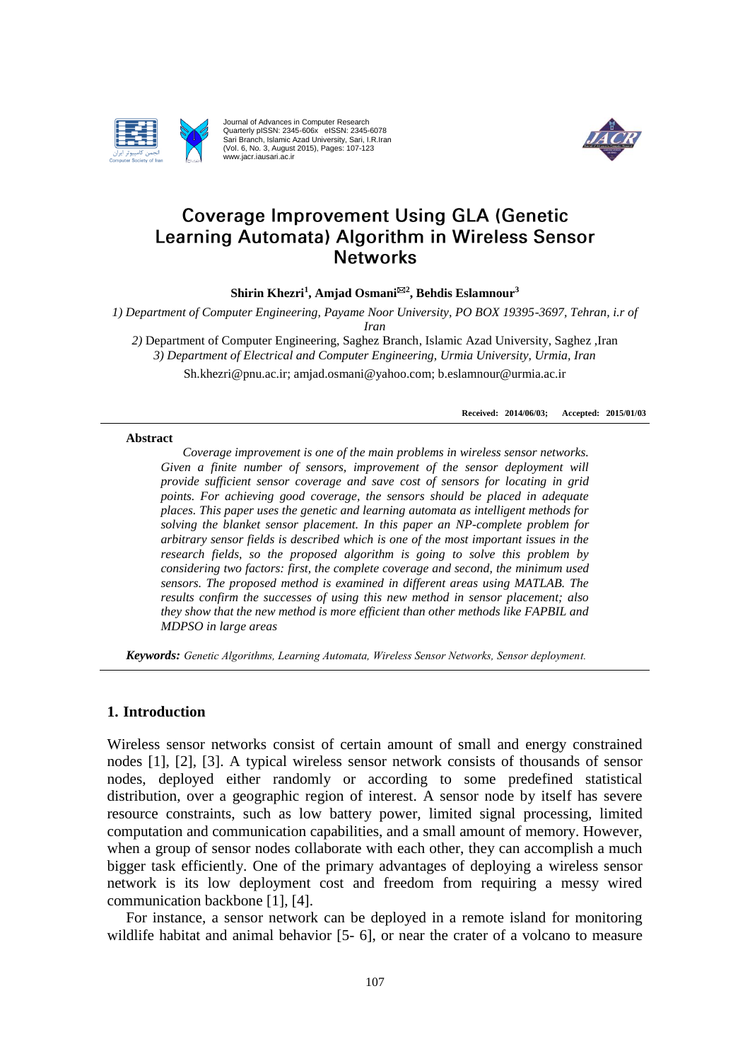# Coverage Improvement Using GLA (Genetic Learning Automata) Algorithm in Wireless Sensor Networks

**Shirin Khezri[1], Amjad Osmani[2], Behdis Eslamnour[3]**

*1) Department of Computer Engineering, Payame Noor University, PO BOX 19395-3697, Tehran, i.r of Iran*

*2)* Department of Computer Engineering, Saghez Branch, Islamic Azad University, Saghez ,Iran

*3) Department of Electrical and Computer Engineering, Urmia University, Urmia, Iran*

Sh.khezri@pnu.ac.ir; amjad.osmani@yahoo.com; b.eslamnour@urmia.ac.ir

**Received: 2014/06/03; Accepted: 2015/01/03**

**Abstract**

*Coverage improvement is one of the main problems in wireless sensor networks. Given a finite number of sensors, improvement of the sensor deployment will provide sufficient sensor coverage and save cost of sensors for locating in grid points. For achieving good coverage, the sensors should be placed in adequate places. This paper uses the genetic and learning automata as intelligent methods for solving the blanket sensor placement. In this paper an NP-complete problem for arbitrary sensor fields is described which is one of the most important issues in the research fields, so the proposed algorithm is going to solve this problem by considering two factors: first, the complete coverage and second, the minimum used sensors. The proposed method is examined in different areas using MATLAB. The results confirm the successes of using this new method in sensor placement; also they show that the new method is more efficient than other methods like FAPBIL and MDPSO in large areas*

***Keywords:*** *Genetic Algorithms, Learning Automata, Wireless Sensor Networks, Sensor deployment.*

## 1. Introduction

Wireless sensor networks consist of certain amount of small and energy constrained nodes [1], [2], [3]. A typical wireless sensor network consists of thousands of sensor nodes, deployed either randomly or according to some predefined statistical distribution, over a geographic region of interest. A sensor node by itself has severe resource constraints, such as low battery power, limited signal processing, limited computation and communication capabilities, and a small amount of memory. However, when a group of sensor nodes collaborate with each other, they can accomplish a much bigger task efficiently. One of the primary advantages of deploying a wireless sensor network is its low deployment cost and freedom from requiring a messy wired communication backbone [1], [4].

For instance, a sensor network can be deployed in a remote island for monitoring wildlife habitat and animal behavior [5- 6], or near the crater of a volcano to measure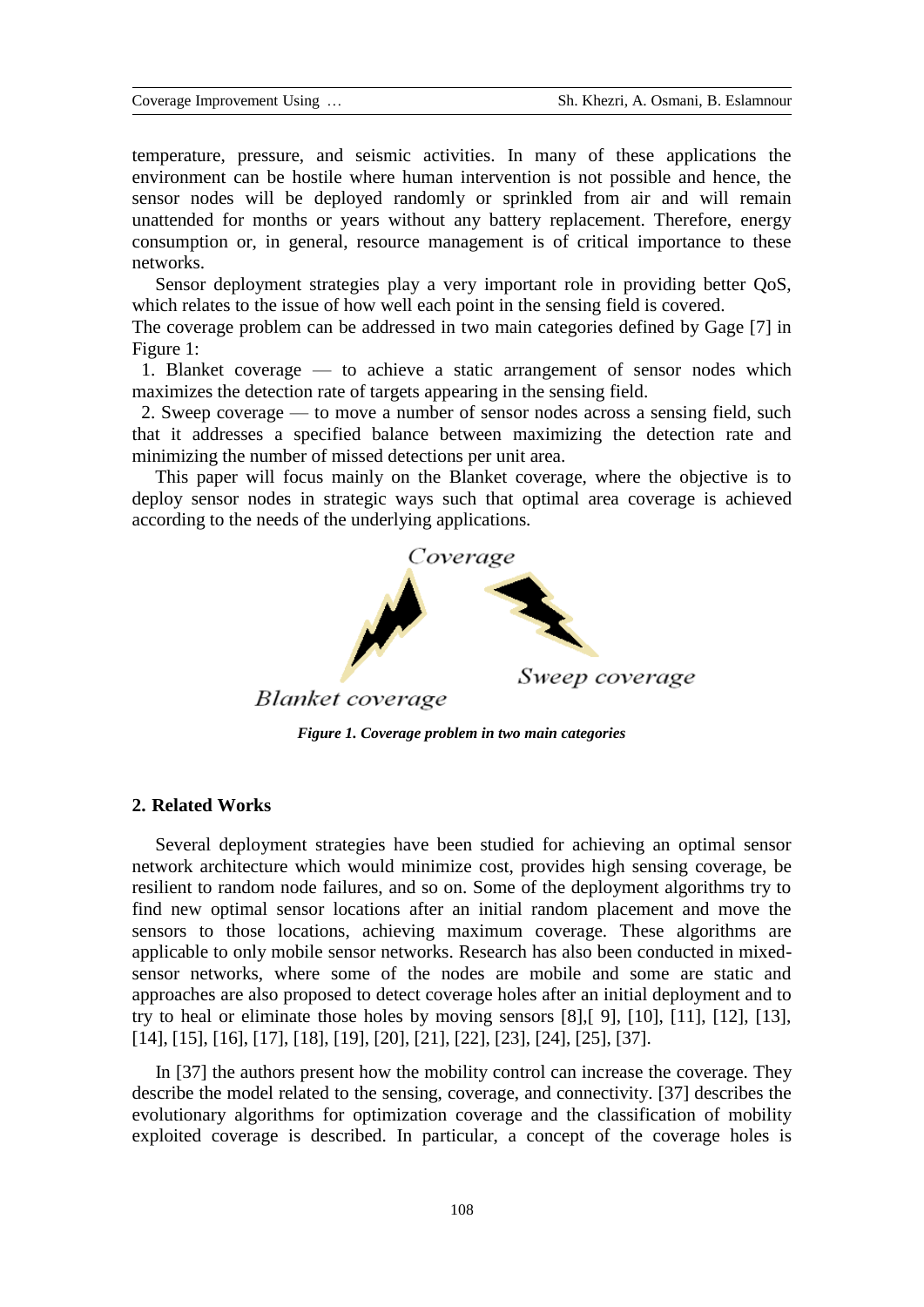temperature, pressure, and seismic activities. In many of these applications the environment can be hostile where human intervention is not possible and hence, the sensor nodes will be deployed randomly or sprinkled from air and will remain unattended for months or years without any battery replacement. Therefore, energy consumption or, in general, resource management is of critical importance to these networks.

Sensor deployment strategies play a very important role in providing better QoS, which relates to the issue of how well each point in the sensing field is covered.

The coverage problem can be addressed in two main categories defined by Gage [7] in Figure 1:

1. Blanket coverage — to achieve a static arrangement of sensor nodes which maximizes the detection rate of targets appearing in the sensing field.
2. Sweep coverage — to move a number of sensor nodes across a sensing field, such that it addresses a specified balance between maximizing the detection rate and minimizing the number of missed detections per unit area.

This paper will focus mainly on the Blanket coverage, where the objective is to deploy sensor nodes in strategic ways such that optimal area coverage is achieved according to the needs of the underlying applications.

Coverage

Blanket coverage

Sweep coverage

***Figure 1. Coverage problem in two main categories***

## 2. Related Works

Several deployment strategies have been studied for achieving an optimal sensor network architecture which would minimize cost, provides high sensing coverage, be resilient to random node failures, and so on. Some of the deployment algorithms try to find new optimal sensor locations after an initial random placement and move the sensors to those locations, achieving maximum coverage. These algorithms are applicable to only mobile sensor networks. Research has also been conducted in mixed-sensor networks, where some of the nodes are mobile and some are static and approaches are also proposed to detect coverage holes after an initial deployment and to try to heal or eliminate those holes by moving sensors [8],[ 9], [10], [11], [12], [13], [14], [15], [16], [17], [18], [19], [20], [21], [22], [23], [24], [25], [37].

In [37] the authors present how the mobility control can increase the coverage. They describe the model related to the sensing, coverage, and connectivity. [37] describes the evolutionary algorithms for optimization coverage and the classification of mobility exploited coverage is described. In particular, a concept of the coverage holes is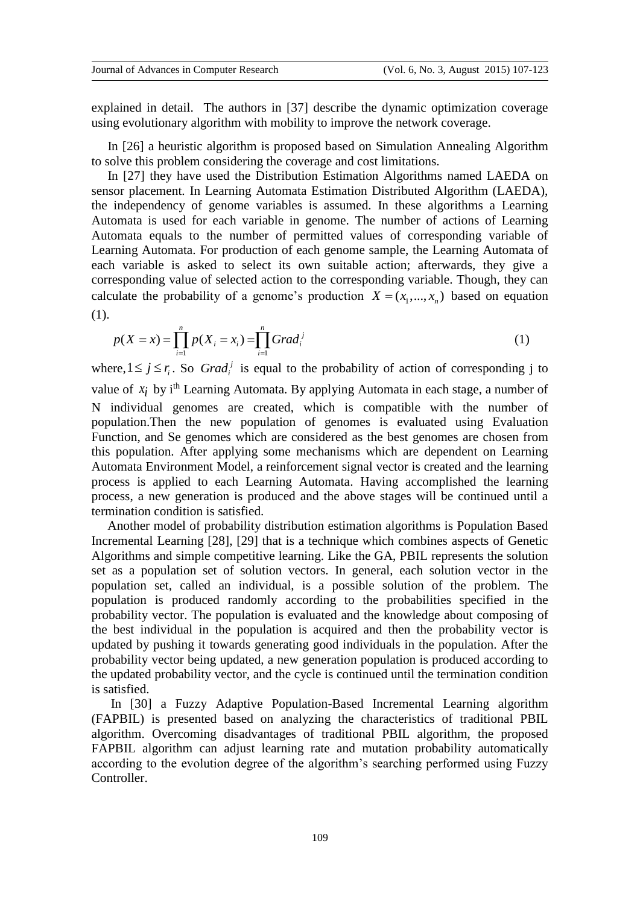explained in detail. The authors in [37] describe the dynamic optimization coverage using evolutionary algorithm with mobility to improve the network coverage.

In [26] a heuristic algorithm is proposed based on Simulation Annealing Algorithm to solve this problem considering the coverage and cost limitations.

In [27] they have used the Distribution Estimation Algorithms named LAEDA on sensor placement. In Learning Automata Estimation Distributed Algorithm (LAEDA), the independency of genome variables is assumed. In these algorithms a Learning Automata is used for each variable in genome. The number of actions of Learning Automata equals to the number of permitted values of corresponding variable of Learning Automata. For production of each genome sample, the Learning Automata of each variable is asked to select its own suitable action; afterwards, they give a corresponding value of selected action to the corresponding variable. Though, they can calculate the probability of a genome's production $X = (x_1, ..., x_n)$ based on equation (1).

$$p(X = x) = \prod_{i=1}^{n} p(X_i = x_i) = \prod_{i=1}^{n} Grad_i^j \tag{1}$$

where, $1 \leq j \leq r_i$. So $Grad_i^j$ is equal to the probability of action of corresponding j to value of $x_i$ by i^th Learning Automata. By applying Automata in each stage, a number of N individual genomes are created, which is compatible with the number of population.Then the new population of genomes is evaluated using Evaluation Function, and Se genomes which are considered as the best genomes are chosen from this population. After applying some mechanisms which are dependent on Learning Automata Environment Model, a reinforcement signal vector is created and the learning process is applied to each Learning Automata. Having accomplished the learning process, a new generation is produced and the above stages will be continued until a termination condition is satisfied.

Another model of probability distribution estimation algorithms is Population Based Incremental Learning [28], [29] that is a technique which combines aspects of Genetic Algorithms and simple competitive learning. Like the GA, PBIL represents the solution set as a population set of solution vectors. In general, each solution vector in the population set, called an individual, is a possible solution of the problem. The population is produced randomly according to the probabilities specified in the probability vector. The population is evaluated and the knowledge about composing of the best individual in the population is acquired and then the probability vector is updated by pushing it towards generating good individuals in the population. After the probability vector being updated, a new generation population is produced according to the updated probability vector, and the cycle is continued until the termination condition is satisfied.

In [30] a Fuzzy Adaptive Population-Based Incremental Learning algorithm (FAPBIL) is presented based on analyzing the characteristics of traditional PBIL algorithm. Overcoming disadvantages of traditional PBIL algorithm, the proposed FAPBIL algorithm can adjust learning rate and mutation probability automatically according to the evolution degree of the algorithm's searching performed using Fuzzy Controller.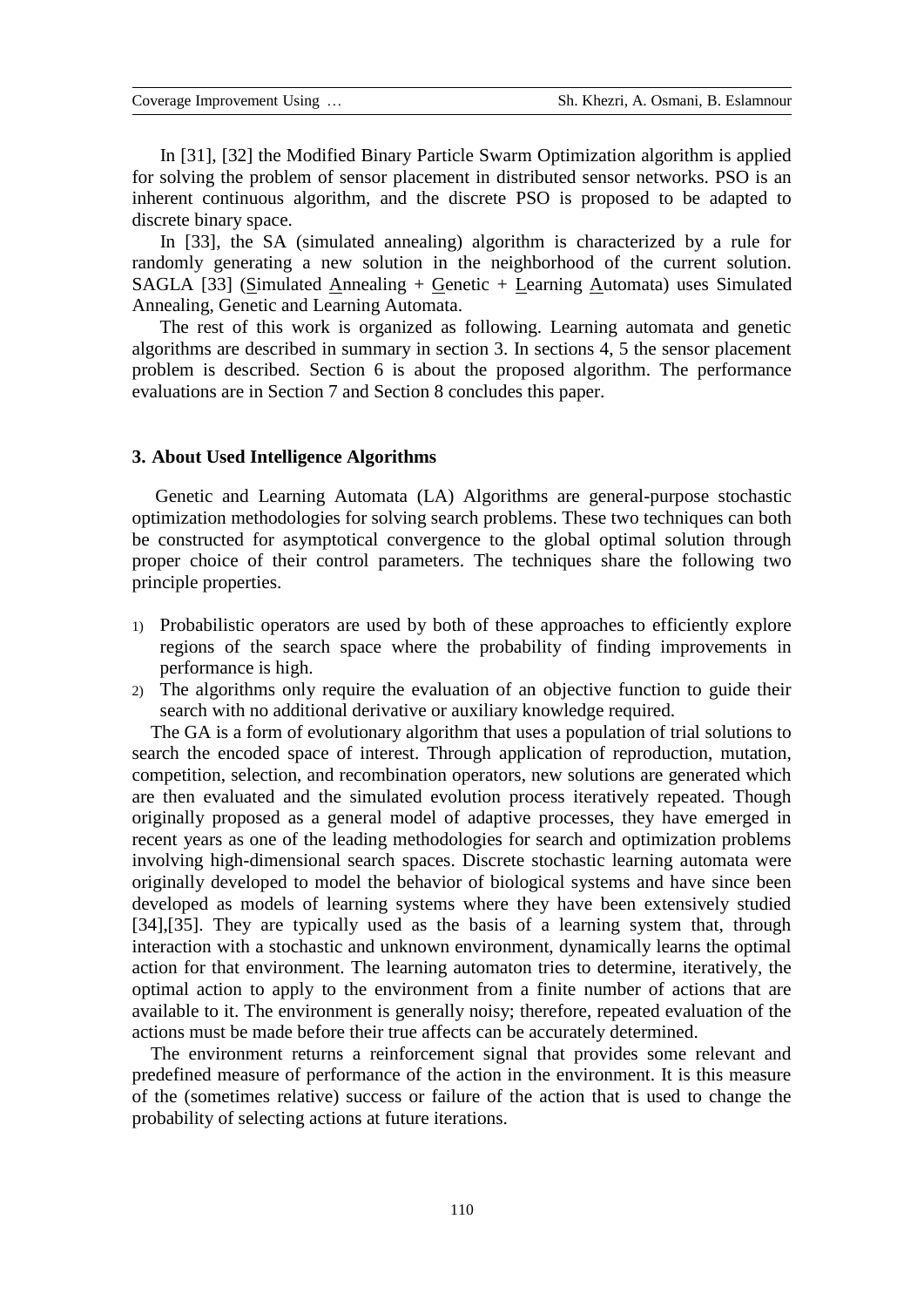In [31], [32] the Modified Binary Particle Swarm Optimization algorithm is applied for solving the problem of sensor placement in distributed sensor networks. PSO is an inherent continuous algorithm, and the discrete PSO is proposed to be adapted to discrete binary space.

In [33], the SA (simulated annealing) algorithm is characterized by a rule for randomly generating a new solution in the neighborhood of the current solution. SAGLA [33] (Simulated Annealing + Genetic + Learning Automata) uses Simulated Annealing, Genetic and Learning Automata.

The rest of this work is organized as following. Learning automata and genetic algorithms are described in summary in section 3. In sections 4, 5 the sensor placement problem is described. Section 6 is about the proposed algorithm. The performance evaluations are in Section 7 and Section 8 concludes this paper.

## 3. About Used Intelligence Algorithms

Genetic and Learning Automata (LA) Algorithms are general-purpose stochastic optimization methodologies for solving search problems. These two techniques can both be constructed for asymptotical convergence to the global optimal solution through proper choice of their control parameters. The techniques share the following two principle properties.

1) Probabilistic operators are used by both of these approaches to efficiently explore regions of the search space where the probability of finding improvements in performance is high.
2) The algorithms only require the evaluation of an objective function to guide their search with no additional derivative or auxiliary knowledge required.

The GA is a form of evolutionary algorithm that uses a population of trial solutions to search the encoded space of interest. Through application of reproduction, mutation, competition, selection, and recombination operators, new solutions are generated which are then evaluated and the simulated evolution process iteratively repeated. Though originally proposed as a general model of adaptive processes, they have emerged in recent years as one of the leading methodologies for search and optimization problems involving high-dimensional search spaces. Discrete stochastic learning automata were originally developed to model the behavior of biological systems and have since been developed as models of learning systems where they have been extensively studied [34],[35]. They are typically used as the basis of a learning system that, through interaction with a stochastic and unknown environment, dynamically learns the optimal action for that environment. The learning automaton tries to determine, iteratively, the optimal action to apply to the environment from a finite number of actions that are available to it. The environment is generally noisy; therefore, repeated evaluation of the actions must be made before their true affects can be accurately determined.

The environment returns a reinforcement signal that provides some relevant and predefined measure of performance of the action in the environment. It is this measure of the (sometimes relative) success or failure of the action that is used to change the probability of selecting actions at future iterations.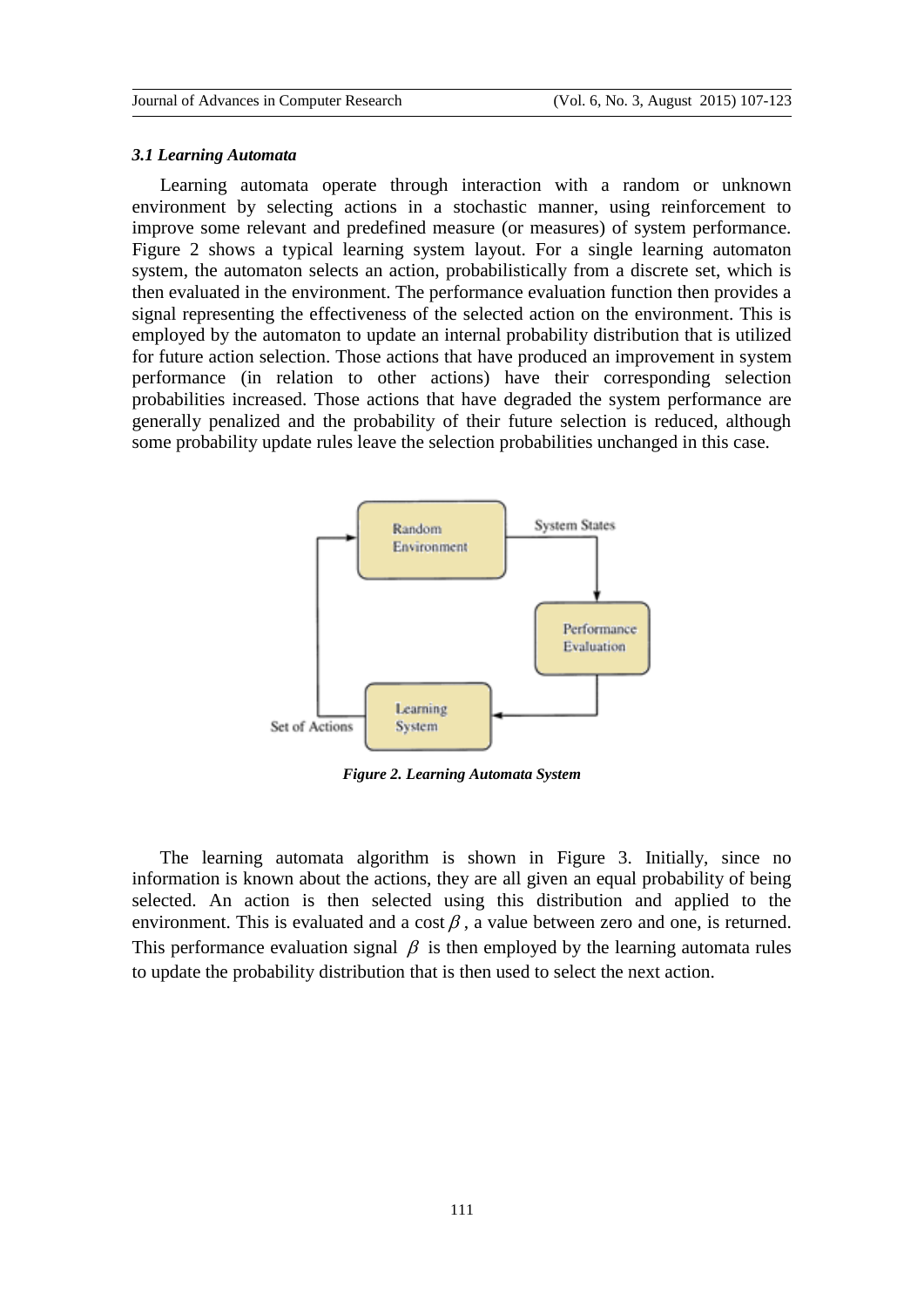### *3.1 Learning Automata*

Learning automata operate through interaction with a random or unknown environment by selecting actions in a stochastic manner, using reinforcement to improve some relevant and predefined measure (or measures) of system performance. Figure 2 shows a typical learning system layout. For a single learning automaton system, the automaton selects an action, probabilistically from a discrete set, which is then evaluated in the environment. The performance evaluation function then provides a signal representing the effectiveness of the selected action on the environment. This is employed by the automaton to update an internal probability distribution that is utilized for future action selection. Those actions that have produced an improvement in system performance (in relation to other actions) have their corresponding selection probabilities increased. Those actions that have degraded the system performance are generally penalized and the probability of their future selection is reduced, although some probability update rules leave the selection probabilities unchanged in this case.

***Figure 2. Learning Automata System***

The learning automata algorithm is shown in Figure 3. Initially, since no information is known about the actions, they are all given an equal probability of being selected. An action is then selected using this distribution and applied to the environment. This is evaluated and a cost $\beta$, a value between zero and one, is returned. This performance evaluation signal $\beta$ is then employed by the learning automata rules to update the probability distribution that is then used to select the next action.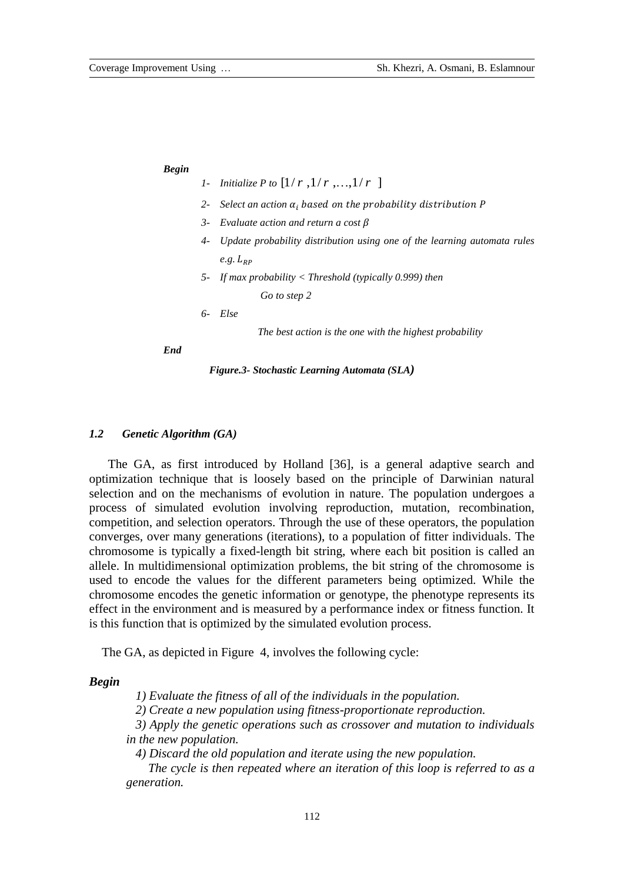***Begin***

1- *Initialize P to* $[1/r, 1/r, \ldots, 1/r]$

2- *Select an action* $\alpha_i$ *based on the probability distribution P*

3- *Evaluate action and return a cost* $\beta$

4- *Update probability distribution using one of the learning automata rules e.g.* $L_{RP}$

5- *If max probability < Threshold (typically 0.999) then*

    *Go to step 2*

6- *Else*

    *The best action is the one with the highest probability*

***End***

***Figure.3- Stochastic Learning Automata (SLA)***

### *1.2 Genetic Algorithm (GA)*

The GA, as first introduced by Holland [36], is a general adaptive search and optimization technique that is loosely based on the principle of Darwinian natural selection and on the mechanisms of evolution in nature. The population undergoes a process of simulated evolution involving reproduction, mutation, recombination, competition, and selection operators. Through the use of these operators, the population converges, over many generations (iterations), to a population of fitter individuals. The chromosome is typically a fixed-length bit string, where each bit position is called an allele. In multidimensional optimization problems, the bit string of the chromosome is used to encode the values for the different parameters being optimized. While the chromosome encodes the genetic information or genotype, the phenotype represents its effect in the environment and is measured by a performance index or fitness function. It is this function that is optimized by the simulated evolution process.

The GA, as depicted in Figure 4, involves the following cycle:

***Begin***

*1) Evaluate the fitness of all of the individuals in the population.*

*2) Create a new population using fitness-proportionate reproduction.*

*3) Apply the genetic operations such as crossover and mutation to individuals in the new population.*

*4) Discard the old population and iterate using the new population.*

*The cycle is then repeated where an iteration of this loop is referred to as a generation.*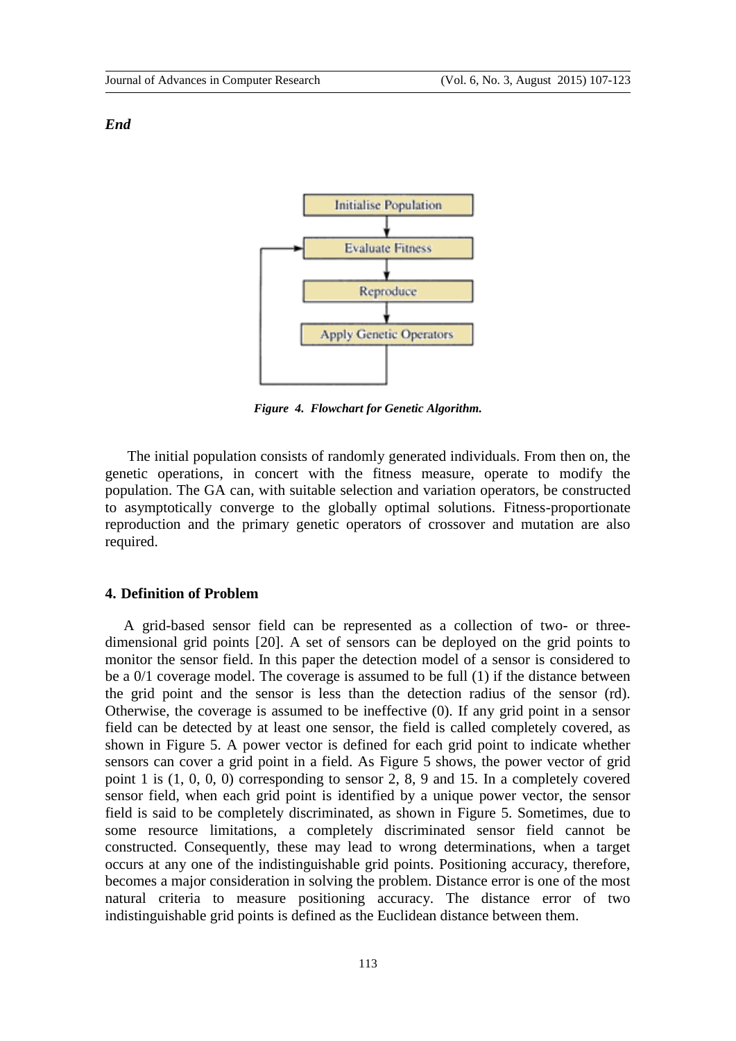***End***

Figure 4. Flowchart for Genetic Algorithm.

The initial population consists of randomly generated individuals. From then on, the genetic operations, in concert with the fitness measure, operate to modify the population. The GA can, with suitable selection and variation operators, be constructed to asymptotically converge to the globally optimal solutions. Fitness-proportionate reproduction and the primary genetic operators of crossover and mutation are also required.

## 4. Definition of Problem

A grid-based sensor field can be represented as a collection of two- or three-dimensional grid points [20]. A set of sensors can be deployed on the grid points to monitor the sensor field. In this paper the detection model of a sensor is considered to be a 0/1 coverage model. The coverage is assumed to be full (1) if the distance between the grid point and the sensor is less than the detection radius of the sensor (rd). Otherwise, the coverage is assumed to be ineffective (0). If any grid point in a sensor field can be detected by at least one sensor, the field is called completely covered, as shown in Figure 5. A power vector is defined for each grid point to indicate whether sensors can cover a grid point in a field. As Figure 5 shows, the power vector of grid point 1 is (1, 0, 0, 0) corresponding to sensor 2, 8, 9 and 15. In a completely covered sensor field, when each grid point is identified by a unique power vector, the sensor field is said to be completely discriminated, as shown in Figure 5. Sometimes, due to some resource limitations, a completely discriminated sensor field cannot be constructed. Consequently, these may lead to wrong determinations, when a target occurs at any one of the indistinguishable grid points. Positioning accuracy, therefore, becomes a major consideration in solving the problem. Distance error is one of the most natural criteria to measure positioning accuracy. The distance error of two indistinguishable grid points is defined as the Euclidean distance between them.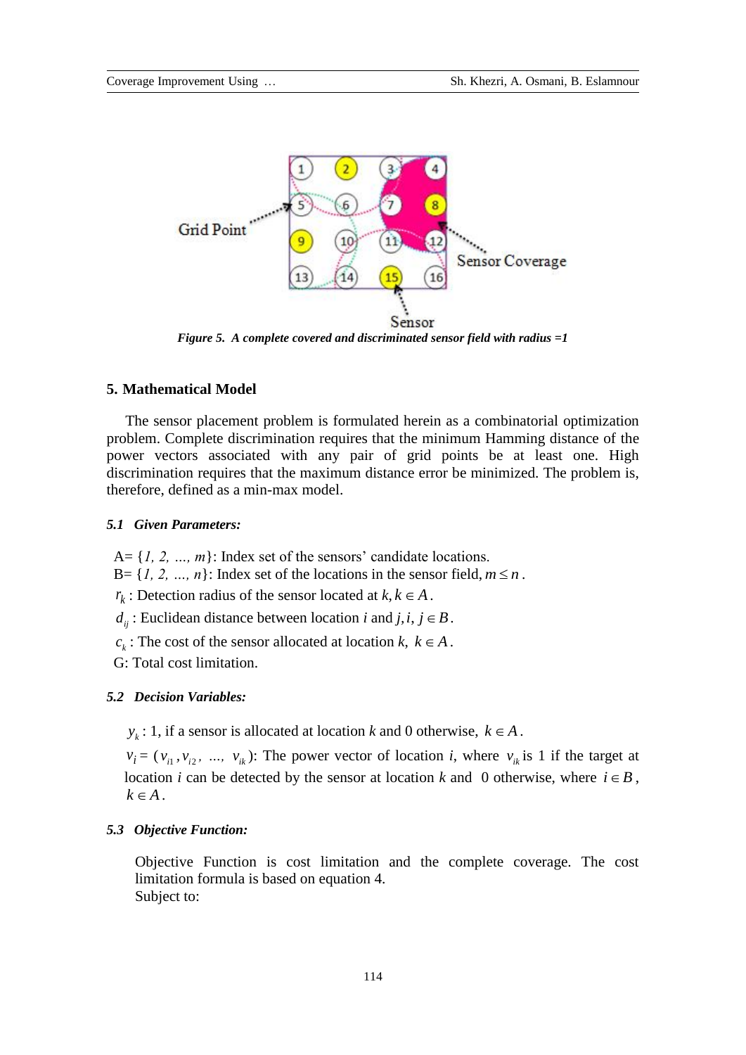*Figure 5. A complete covered and discriminated sensor field with radius =1*

### 5. Mathematical Model

The sensor placement problem is formulated herein as a combinatorial optimization problem. Complete discrimination requires that the minimum Hamming distance of the power vectors associated with any pair of grid points be at least one. High discrimination requires that the maximum distance error be minimized. The problem is, therefore, defined as a min-max model.

#### *5.1 Given Parameters:*

A= {*1, 2, …, m*}: Index set of the sensors' candidate locations.
B= {*1, 2, …, n*}: Index set of the locations in the sensor field, $m \le n$.
$r_k$ : Detection radius of the sensor located at $k, k \in A$.
$d_{ij}$ : Euclidean distance between location *i* and $j, i, j \in B$.
$c_k$ : The cost of the sensor allocated at location *k*, $k \in A$.
G: Total cost limitation.

#### *5.2 Decision Variables:*

$y_k$ : 1, if a sensor is allocated at location *k* and 0 otherwise, $k \in A$.
$v_i = (v_{i1}, v_{i2}, \ldots, v_{ik})$: The power vector of location *i*, where $v_{ik}$ is 1 if the target at location *i* can be detected by the sensor at location *k* and 0 otherwise, where $i \in B$, $k \in A$.

#### *5.3 Objective Function:*

Objective Function is cost limitation and the complete coverage. The cost limitation formula is based on equation 4.
Subject to: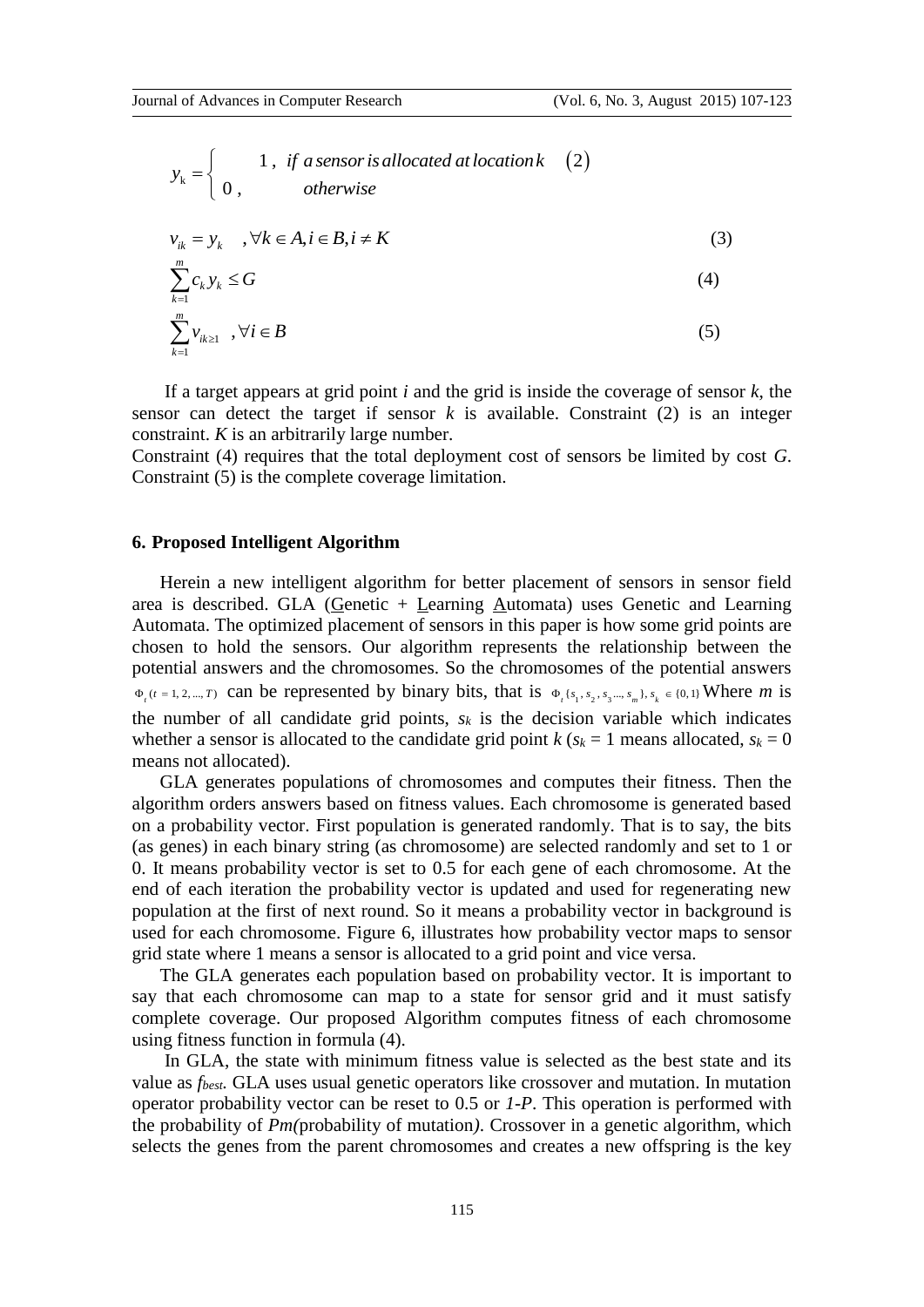$$y_k = \begin{cases} 1, & \text{if a sensor is allocated at location } k \quad (2) \\ 0, & \text{otherwise} \end{cases}$$

$$v_{ik} = y_k \quad , \forall k \in A, i \in B, i \neq K \tag{3}$$

$$\sum_{k=1}^{m} c_k y_k \leq G \tag{4}$$

$$\sum_{k=1}^{m} v_{ik \geq 1} \quad , \forall i \in B \tag{5}$$

If a target appears at grid point $i$ and the grid is inside the coverage of sensor $k$, the sensor can detect the target if sensor $k$ is available. Constraint (2) is an integer constraint. $K$ is an arbitrarily large number.

Constraint (4) requires that the total deployment cost of sensors be limited by cost $G$. Constraint (5) is the complete coverage limitation.

## 6. Proposed Intelligent Algorithm

Herein a new intelligent algorithm for better placement of sensors in sensor field area is described. GLA (Genetic + Learning Automata) uses Genetic and Learning Automata. The optimized placement of sensors in this paper is how some grid points are chosen to hold the sensors. Our algorithm represents the relationship between the potential answers and the chromosomes. So the chromosomes of the potential answers $\Phi_t \ (t = 1, 2, ..., T)$ can be represented by binary bits, that is $\Phi_t\{s_1, s_2, s_3 ..., s_m\}, s_k \in \{0, 1\}$ Where $m$ is the number of all candidate grid points, $s_k$ is the decision variable which indicates whether a sensor is allocated to the candidate grid point $k$ ($s_k = 1$ means allocated, $s_k = 0$ means not allocated).

GLA generates populations of chromosomes and computes their fitness. Then the algorithm orders answers based on fitness values. Each chromosome is generated based on a probability vector. First population is generated randomly. That is to say, the bits (as genes) in each binary string (as chromosome) are selected randomly and set to 1 or 0. It means probability vector is set to 0.5 for each gene of each chromosome. At the end of each iteration the probability vector is updated and used for regenerating new population at the first of next round. So it means a probability vector in background is used for each chromosome. Figure 6, illustrates how probability vector maps to sensor grid state where 1 means a sensor is allocated to a grid point and vice versa.

The GLA generates each population based on probability vector. It is important to say that each chromosome can map to a state for sensor grid and it must satisfy complete coverage. Our proposed Algorithm computes fitness of each chromosome using fitness function in formula (4).

In GLA, the state with minimum fitness value is selected as the best state and its value as $f_{best}$. GLA uses usual genetic operators like crossover and mutation. In mutation operator probability vector can be reset to 0.5 or $1-P$. This operation is performed with the probability of $Pm$(probability of mutation). Crossover in a genetic algorithm, which selects the genes from the parent chromosomes and creates a new offspring is the key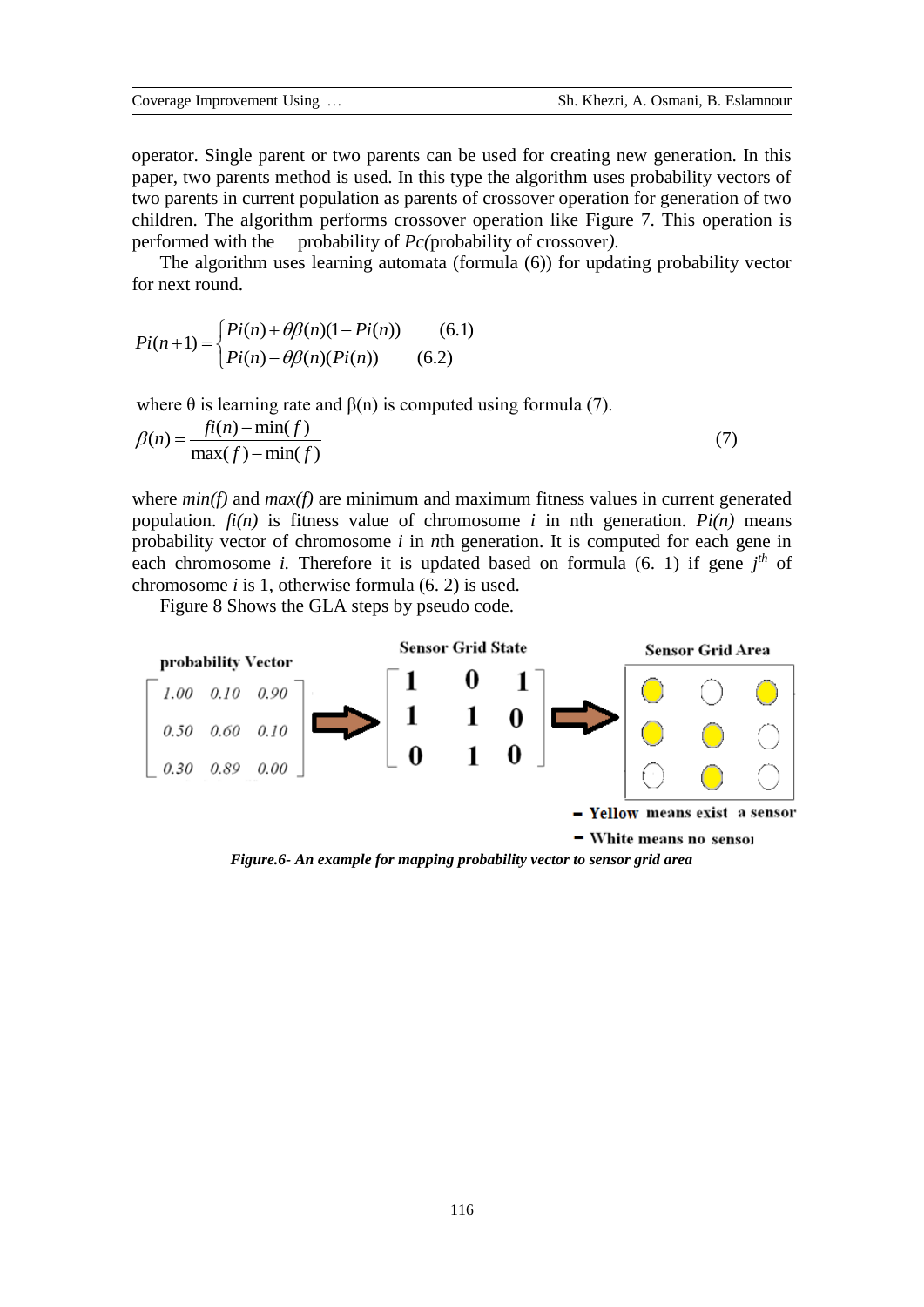operator. Single parent or two parents can be used for creating new generation. In this paper, two parents method is used. In this type the algorithm uses probability vectors of two parents in current population as parents of crossover operation for generation of two children. The algorithm performs crossover operation like Figure 7. This operation is performed with the probability of *Pc(*probability of crossover*)*.

The algorithm uses learning automata (formula (6)) for updating probability vector for next round.

$$Pi(n+1) = \begin{cases} Pi(n) + \theta\beta(n)(1 - Pi(n)) & (6.1) \\ Pi(n) - \theta\beta(n)(Pi(n)) & (6.2) \end{cases}$$

where θ is learning rate and β(n) is computed using formula (7).

$$\beta(n) = \frac{fi(n) - \min(f)}{\max(f) - \min(f)} \qquad (7)$$

where *min(f)* and *max(f)* are minimum and maximum fitness values in current generated population. *fi(n)* is fitness value of chromosome *i* in nth generation. *Pi(n)* means probability vector of chromosome *i* in *n*th generation. It is computed for each gene in each chromosome *i.* Therefore it is updated based on formula (6. 1) if gene $j^{th}$ of chromosome *i* is 1, otherwise formula (6. 2) is used.

Figure 8 Shows the GLA steps by pseudo code.

**probability Vector**

$$\begin{bmatrix} 1.00 & 0.10 & 0.90 \\ 0.50 & 0.60 & 0.10 \\ 0.30 & 0.89 & 0.00 \end{bmatrix}$$

**Sensor Grid State**

$$\begin{bmatrix} 1 & 0 & 1 \\ 1 & 1 & 0 \\ 0 & 1 & 0 \end{bmatrix}$$

**Sensor Grid Area**

- Yellow means exist a sensor
- White means no sensor

***Figure.6- An example for mapping probability vector to sensor grid area***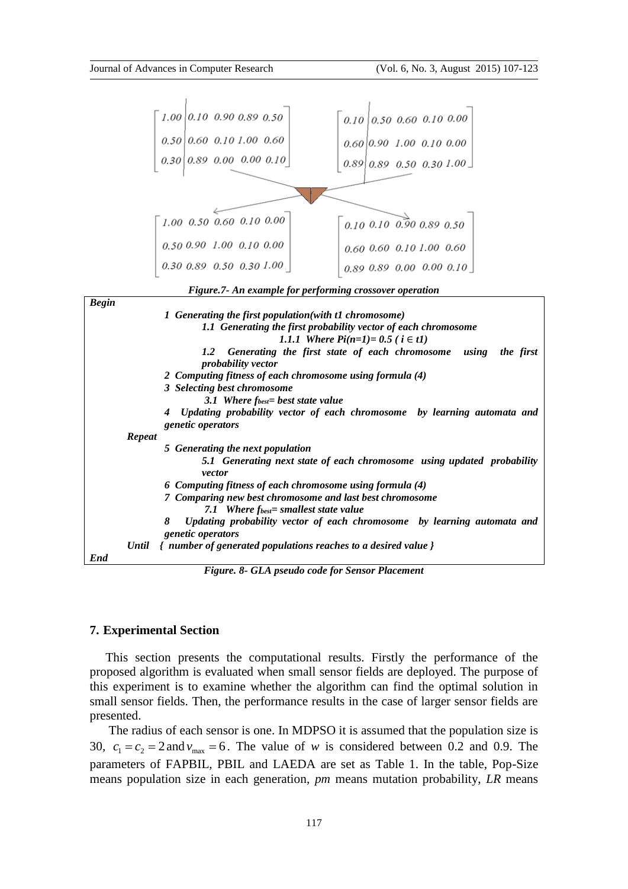$$
\left[\begin{array}{c|cccc} 1.00 & 0.10 & 0.90 & 0.89 & 0.50 \\ 0.50 & 0.60 & 0.10 & 1.00 & 0.60 \\ 0.30 & 0.89 & 0.00 & 0.00 & 0.10 \end{array}\right] \quad \left[\begin{array}{c|cccc} 0.10 & 0.50 & 0.60 & 0.10 & 0.00 \\ 0.60 & 0.90 & 1.00 & 0.10 & 0.00 \\ 0.89 & 0.89 & 0.50 & 0.30 & 1.00 \end{array}\right]
$$

$$
\left[\begin{array}{ccccc} 1.00 & 0.50 & 0.60 & 0.10 & 0.00 \\ 0.50 & 0.90 & 1.00 & 0.10 & 0.00 \\ 0.30 & 0.89 & 0.50 & 0.30 & 1.00 \end{array}\right] \quad \left[\begin{array}{ccccc} 0.10 & 0.10 & 0.90 & 0.89 & 0.50 \\ 0.60 & 0.60 & 0.10 & 1.00 & 0.60 \\ 0.89 & 0.89 & 0.00 & 0.00 & 0.10 \end{array}\right]
$$

***Figure.7- An example for performing crossover operation***

```
Begin
        1 Generating the first population(with t1 chromosome)
            1.1 Generating the first probability vector of each chromosome
                1.1.1 Where Pi(n=1)= 0.5 ( i ∈ t1)
            1.2 Generating the first state of each chromosome using the first
                probability vector
        2 Computing fitness of each chromosome using formula (4)
        3 Selecting best chromosome
            3.1 Where f_best= best state value
        4 Updating probability vector of each chromosome by learning automata and
          genetic operators
    Repeat
        5 Generating the next population
            5.1 Generating next state of each chromosome using updated probability
                vector
        6 Computing fitness of each chromosome using formula (4)
        7 Comparing new best chromosome and last best chromosome
            7.1 Where f_best= smallest state value
        8 Updating probability vector of each chromosome by learning automata and
          genetic operators
    Until { number of generated populations reaches to a desired value }
End
```

***Figure. 8- GLA pseudo code for Sensor Placement***

## 7. Experimental Section

This section presents the computational results. Firstly the performance of the proposed algorithm is evaluated when small sensor fields are deployed. The purpose of this experiment is to examine whether the algorithm can find the optimal solution in small sensor fields. Then, the performance results in the case of larger sensor fields are presented.

The radius of each sensor is one. In MDPSO it is assumed that the population size is 30, $c_1 = c_2 = 2$ and $v_{\max} = 6$. The value of $w$ is considered between 0.2 and 0.9. The parameters of FAPBIL, PBIL and LAEDA are set as Table 1. In the table, Pop-Size means population size in each generation, *pm* means mutation probability, *LR* means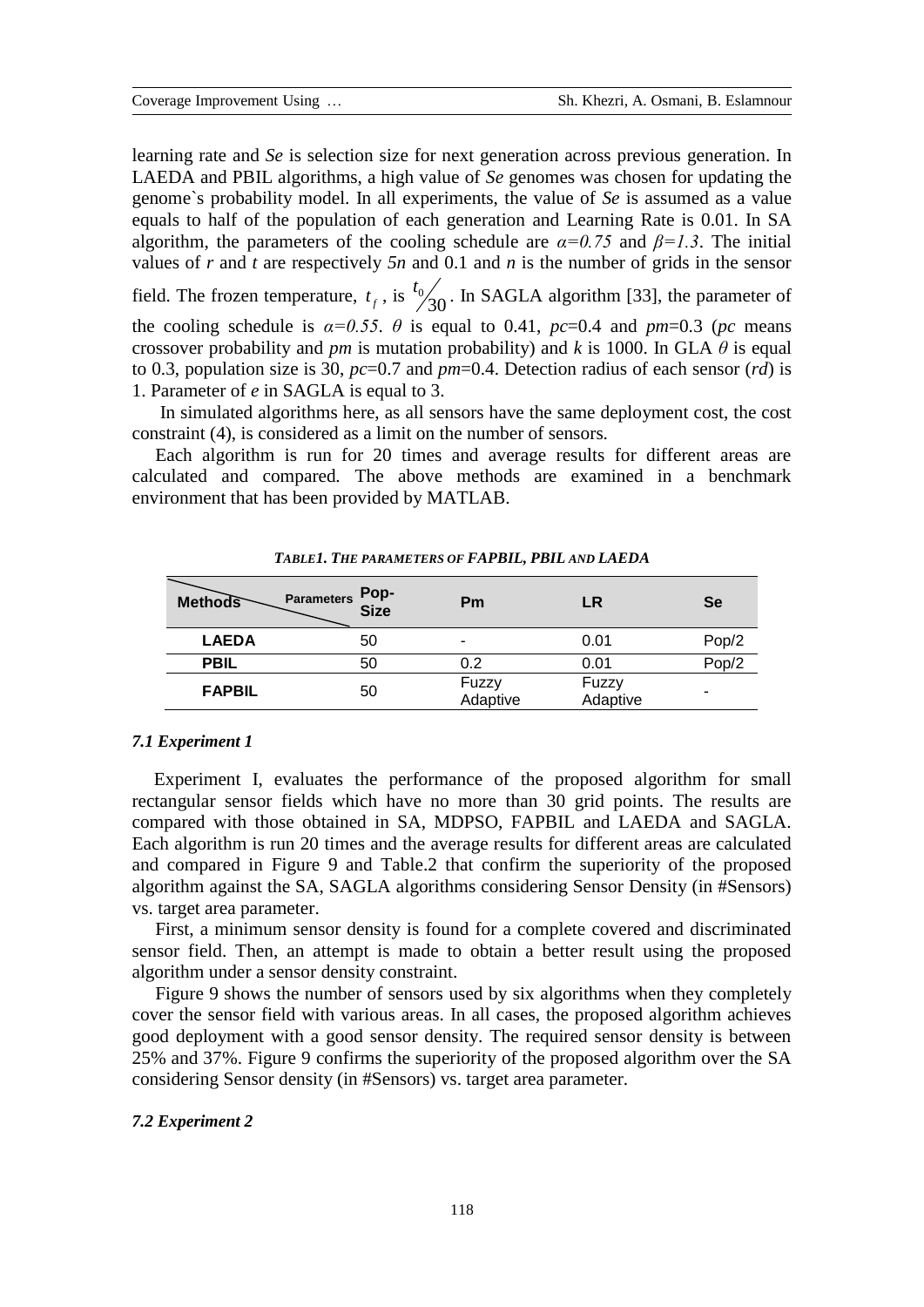learning rate and *Se* is selection size for next generation across previous generation. In LAEDA and PBIL algorithms, a high value of *Se* genomes was chosen for updating the genome`s probability model. In all experiments, the value of *Se* is assumed as a value equals to half of the population of each generation and Learning Rate is 0.01. In SA algorithm, the parameters of the cooling schedule are $\alpha=0.75$ and $\beta=1.3$. The initial values of $r$ and $t$ are respectively $5n$ and 0.1 and $n$ is the number of grids in the sensor field. The frozen temperature, $t_f$, is $t_0/30$. In SAGLA algorithm [33], the parameter of the cooling schedule is $\alpha=0.55$. $\theta$ is equal to 0.41, $pc$=0.4 and $pm$=0.3 ($pc$ means crossover probability and $pm$ is mutation probability) and $k$ is 1000. In GLA $\theta$ is equal to 0.3, population size is 30, $pc$=0.7 and $pm$=0.4. Detection radius of each sensor ($rd$) is 1. Parameter of $e$ in SAGLA is equal to 3.

In simulated algorithms here, as all sensors have the same deployment cost, the cost constraint (4), is considered as a limit on the number of sensors.

Each algorithm is run for 20 times and average results for different areas are calculated and compared. The above methods are examined in a benchmark environment that has been provided by MATLAB.

***TABLE1. THE PARAMETERS OF FAPBIL, PBIL AND LAEDA***

| Methods \ Parameters | Pop-Size | Pm | LR | Se |
|---|---|---|---|---|
| **LAEDA** | 50 | - | 0.01 | Pop/2 |
| **PBIL** | 50 | 0.2 | 0.01 | Pop/2 |
| **FAPBIL** | 50 | Fuzzy Adaptive | Fuzzy Adaptive | - |

#### *7.1 Experiment 1*

Experiment I, evaluates the performance of the proposed algorithm for small rectangular sensor fields which have no more than 30 grid points. The results are compared with those obtained in SA, MDPSO, FAPBIL and LAEDA and SAGLA. Each algorithm is run 20 times and the average results for different areas are calculated and compared in Figure 9 and Table.2 that confirm the superiority of the proposed algorithm against the SA, SAGLA algorithms considering Sensor Density (in #Sensors) vs. target area parameter.

First, a minimum sensor density is found for a complete covered and discriminated sensor field. Then, an attempt is made to obtain a better result using the proposed algorithm under a sensor density constraint.

Figure 9 shows the number of sensors used by six algorithms when they completely cover the sensor field with various areas. In all cases, the proposed algorithm achieves good deployment with a good sensor density. The required sensor density is between 25% and 37%. Figure 9 confirms the superiority of the proposed algorithm over the SA considering Sensor density (in #Sensors) vs. target area parameter.

#### *7.2 Experiment 2*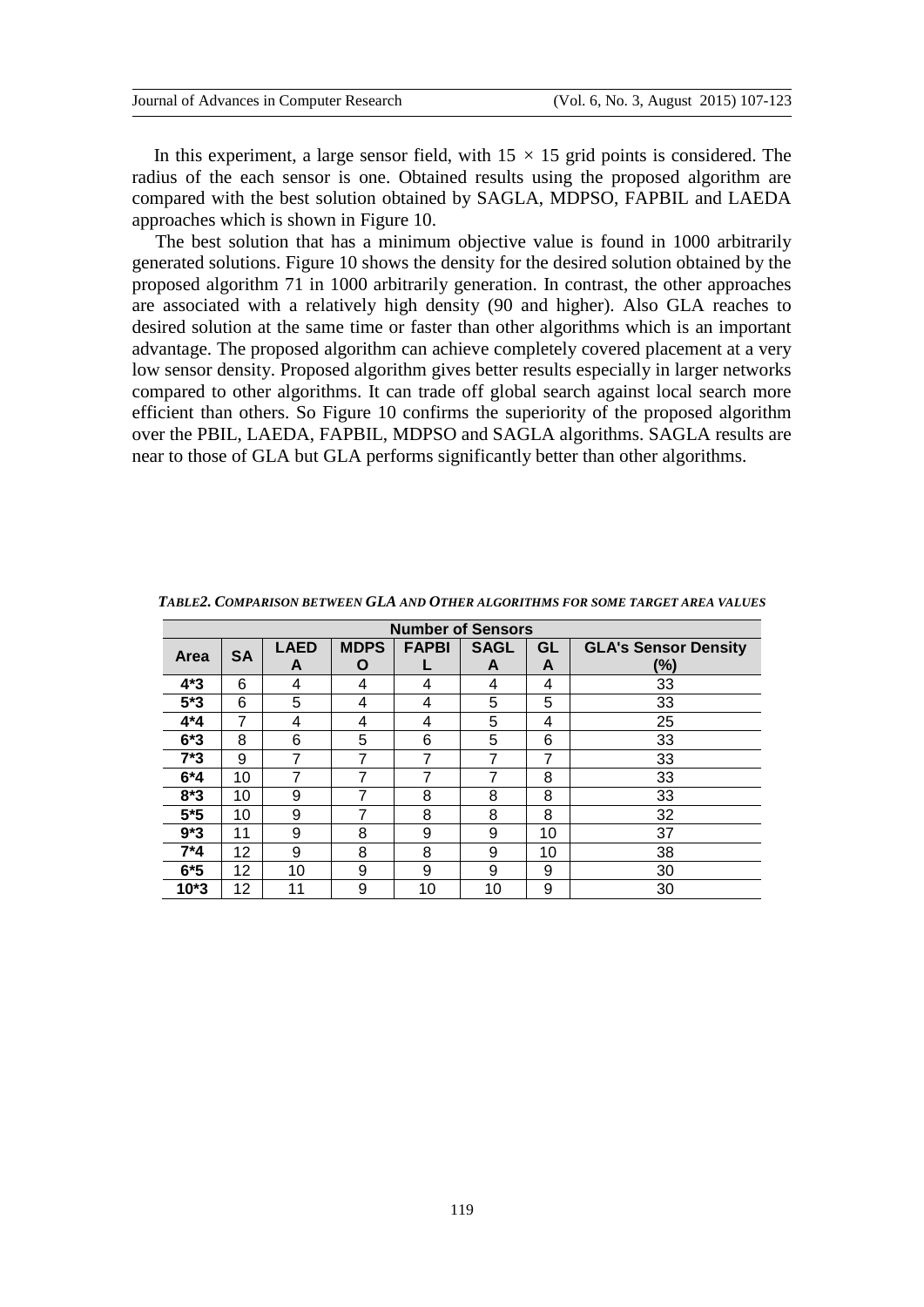In this experiment, a large sensor field, with $15 \times 15$ grid points is considered. The radius of the each sensor is one. Obtained results using the proposed algorithm are compared with the best solution obtained by SAGLA, MDPSO, FAPBIL and LAEDA approaches which is shown in Figure 10.

The best solution that has a minimum objective value is found in 1000 arbitrarily generated solutions. Figure 10 shows the density for the desired solution obtained by the proposed algorithm 71 in 1000 arbitrarily generation. In contrast, the other approaches are associated with a relatively high density (90 and higher). Also GLA reaches to desired solution at the same time or faster than other algorithms which is an important advantage. The proposed algorithm can achieve completely covered placement at a very low sensor density. Proposed algorithm gives better results especially in larger networks compared to other algorithms. It can trade off global search against local search more efficient than others. So Figure 10 confirms the superiority of the proposed algorithm over the PBIL, LAEDA, FAPBIL, MDPSO and SAGLA algorithms. SAGLA results are near to those of GLA but GLA performs significantly better than other algorithms.

*TABLE2. COMPARISON BETWEEN GLA AND OTHER ALGORITHMS FOR SOME TARGET AREA VALUES*

| | Number of Sensors | | | | | | |
|---|---|---|---|---|---|---|---|
| **Area** | **SA** | **LAEDA** | **MDPSO** | **FAPBIL** | **SAGLA** | **GLA** | **GLA's Sensor Density (%)** |
| **4*3** | 6 | 4 | 4 | 4 | 4 | 4 | 33 |
| **5*3** | 6 | 5 | 4 | 4 | 5 | 5 | 33 |
| **4*4** | 7 | 4 | 4 | 4 | 5 | 4 | 25 |
| **6*3** | 8 | 6 | 5 | 6 | 5 | 6 | 33 |
| **7*3** | 9 | 7 | 7 | 7 | 7 | 7 | 33 |
| **6*4** | 10 | 7 | 7 | 7 | 7 | 8 | 33 |
| **8*3** | 10 | 9 | 7 | 8 | 8 | 8 | 33 |
| **5*5** | 10 | 9 | 7 | 8 | 8 | 8 | 32 |
| **9*3** | 11 | 9 | 8 | 9 | 9 | 10 | 37 |
| **7*4** | 12 | 9 | 8 | 8 | 9 | 10 | 38 |
| **6*5** | 12 | 10 | 9 | 9 | 9 | 9 | 30 |
| **10*3** | 12 | 11 | 9 | 10 | 10 | 9 | 30 |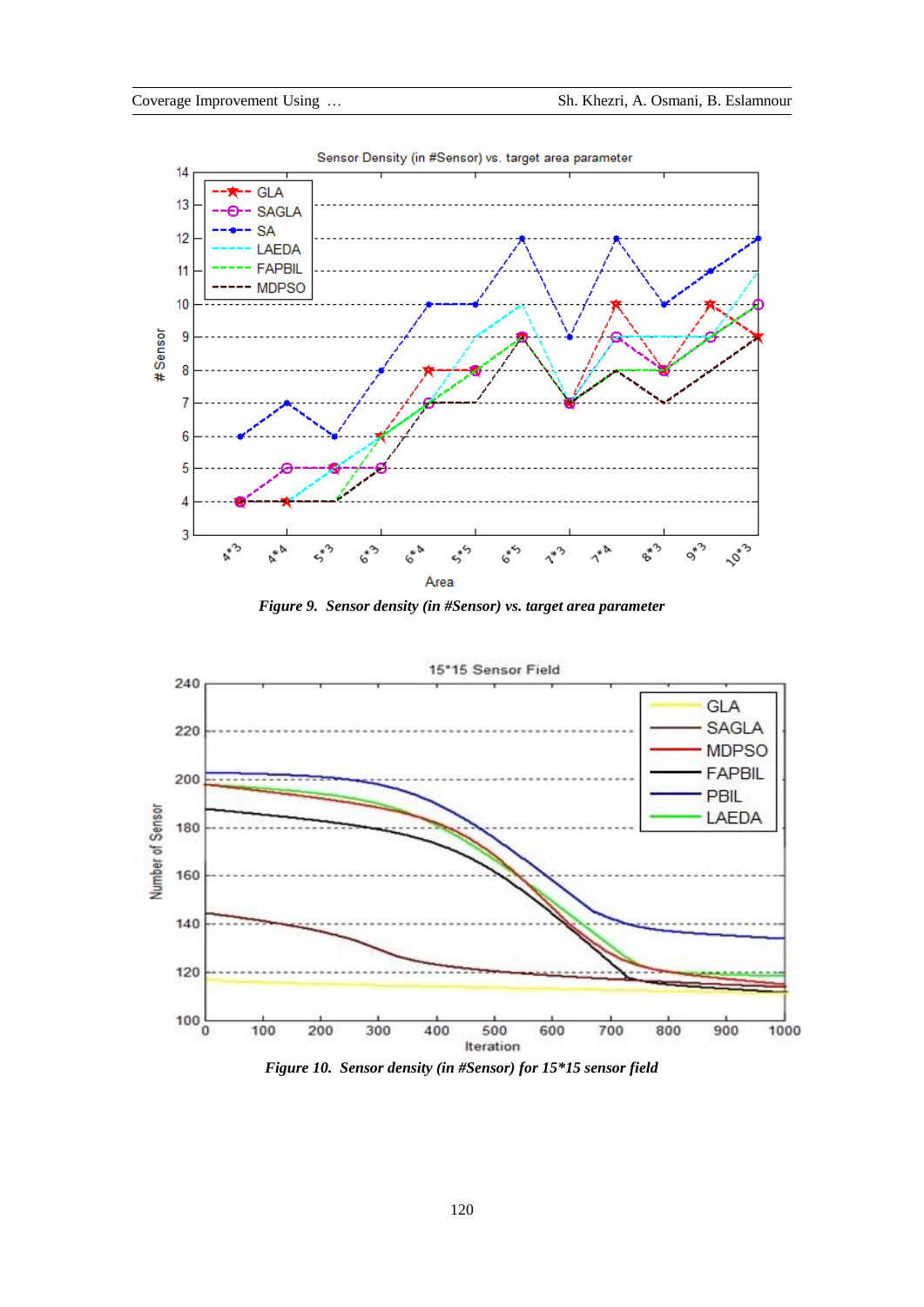*Figure 9. Sensor density (in #Sensor) vs. target area parameter*

*Figure 10. Sensor density (in #Sensor) for 15*15 sensor field*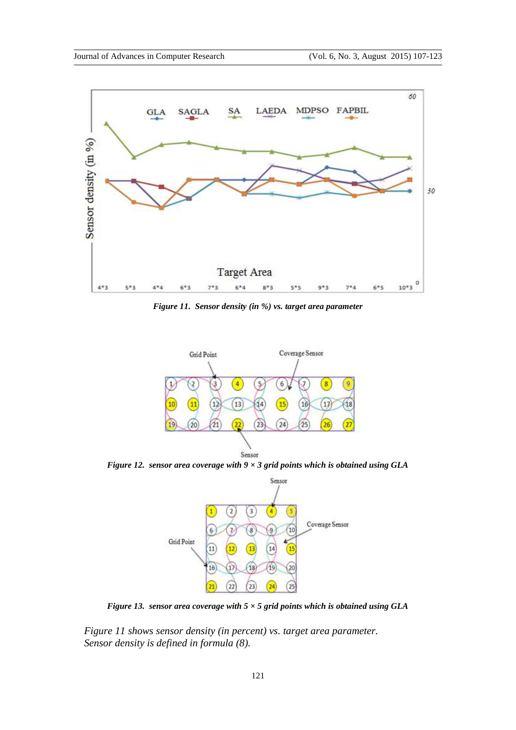*Figure 11. Sensor density (in %) vs. target area parameter*

*Figure 12. sensor area coverage with 9 × 3 grid points which is obtained using GLA*

*Figure 13. sensor area coverage with 5 × 5 grid points which is obtained using GLA*

*Figure 11 shows sensor density (in percent) vs. target area parameter. Sensor density is defined in formula (8).*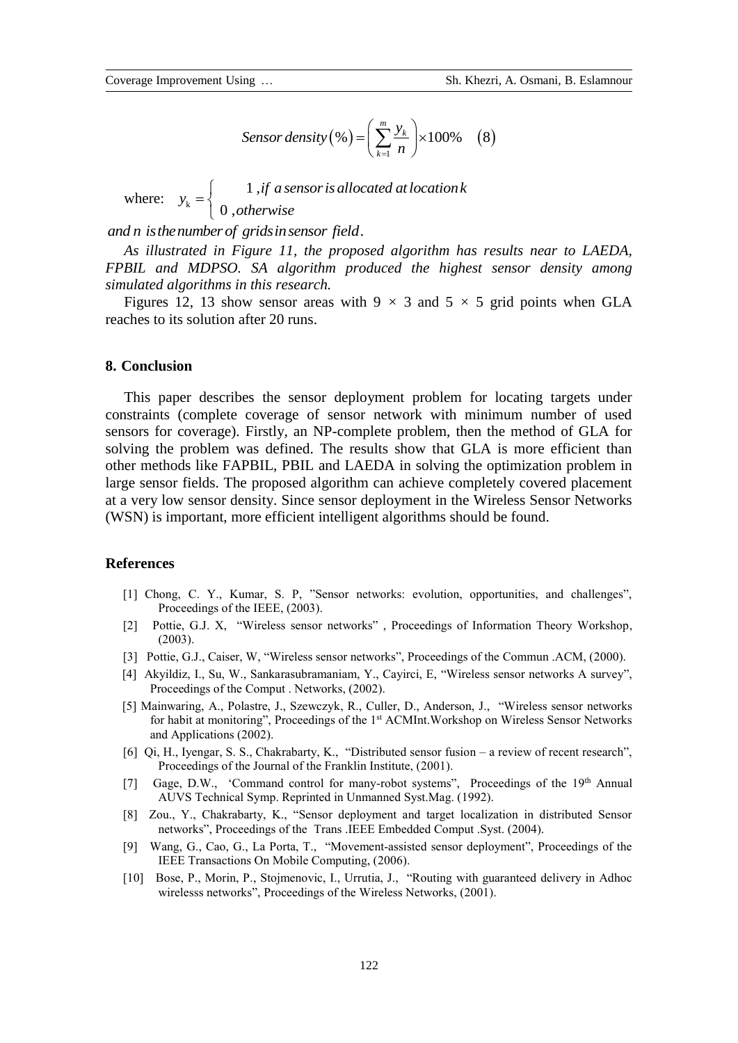$$Sensor\ density(\%) = \left( \sum_{k=1}^{m} \frac{y_k}{n} \right) \times 100\% \quad (8)$$

where: $y_k = \begin{cases} 1, & if\ a\ sensor\ is\ allocated\ at\ location\ k \\ 0, & otherwise \end{cases}$

*and n is the number of grids in sensor field.*

*As illustrated in Figure 11, the proposed algorithm has results near to LAEDA, FPBIL and MDPSO. SA algorithm produced the highest sensor density among simulated algorithms in this research.*

Figures 12, 13 show sensor areas with $9 \times 3$ and $5 \times 5$ grid points when GLA reaches to its solution after 20 runs.

## 8. Conclusion

This paper describes the sensor deployment problem for locating targets under constraints (complete coverage of sensor network with minimum number of used sensors for coverage). Firstly, an NP-complete problem, then the method of GLA for solving the problem was defined. The results show that GLA is more efficient than other methods like FAPBIL, PBIL and LAEDA in solving the optimization problem in large sensor fields. The proposed algorithm can achieve completely covered placement at a very low sensor density. Since sensor deployment in the Wireless Sensor Networks (WSN) is important, more efficient intelligent algorithms should be found.

## References

[1] Chong, C. Y., Kumar, S. P, "Sensor networks: evolution, opportunities, and challenges", Proceedings of the IEEE, (2003).

[2] Pottie, G.J. X, "Wireless sensor networks" , Proceedings of Information Theory Workshop, (2003).

[3] Pottie, G.J., Caiser, W, "Wireless sensor networks", Proceedings of the Commun .ACM, (2000).

[4] Akyildiz, I., Su, W., Sankarasubramaniam, Y., Cayirci, E, "Wireless sensor networks A survey", Proceedings of the Comput . Networks, (2002).

[5] Mainwaring, A., Polastre, J., Szewczyk, R., Culler, D., Anderson, J., "Wireless sensor networks for habit at monitoring", Proceedings of the 1st ACMInt.Workshop on Wireless Sensor Networks and Applications (2002).

[6] Qi, H., Iyengar, S. S., Chakrabarty, K., "Distributed sensor fusion – a review of recent research", Proceedings of the Journal of the Franklin Institute, (2001).

[7] Gage, D.W., 'Command control for many-robot systems", Proceedings of the 19th Annual AUVS Technical Symp. Reprinted in Unmanned Syst.Mag. (1992).

[8] Zou., Y., Chakrabarty, K., "Sensor deployment and target localization in distributed Sensor networks", Proceedings of the Trans .IEEE Embedded Comput .Syst. (2004).

[9] Wang, G., Cao, G., La Porta, T., "Movement-assisted sensor deployment", Proceedings of the IEEE Transactions On Mobile Computing, (2006).

[10] Bose, P., Morin, P., Stojmenovic, I., Urrutia, J., "Routing with guaranteed delivery in Adhoc wirelesss networks", Proceedings of the Wireless Networks, (2001).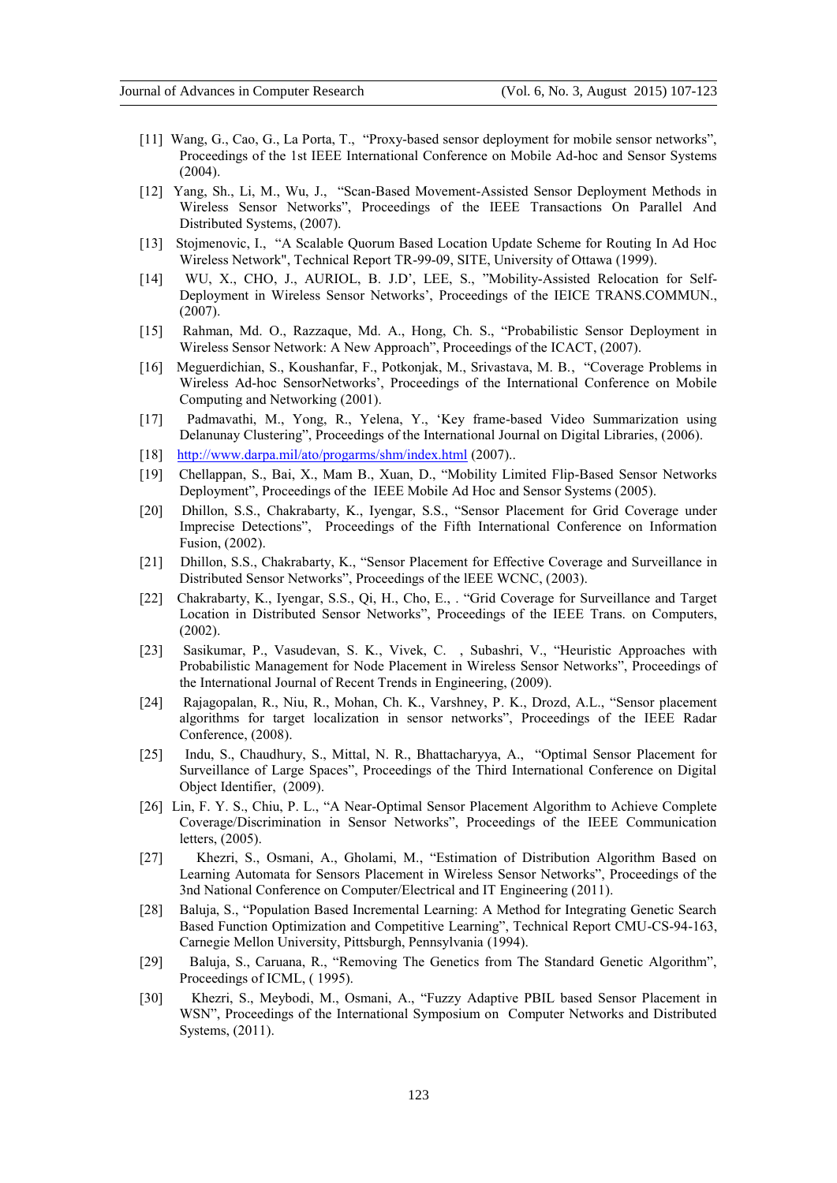[11] Wang, G., Cao, G., La Porta, T., "Proxy-based sensor deployment for mobile sensor networks", Proceedings of the 1st IEEE International Conference on Mobile Ad-hoc and Sensor Systems (2004).

[12] Yang, Sh., Li, M., Wu, J., "Scan-Based Movement-Assisted Sensor Deployment Methods in Wireless Sensor Networks", Proceedings of the IEEE Transactions On Parallel And Distributed Systems, (2007).

[13] Stojmenovic, I., "A Scalable Quorum Based Location Update Scheme for Routing In Ad Hoc Wireless Network", Technical Report TR-99-09, SITE, University of Ottawa (1999).

[14] WU, X., CHO, J., AURIOL, B. J.D', LEE, S., "Mobility-Assisted Relocation for Self-Deployment in Wireless Sensor Networks', Proceedings of the IEICE TRANS.COMMUN., (2007).

[15] Rahman, Md. O., Razzaque, Md. A., Hong, Ch. S., "Probabilistic Sensor Deployment in Wireless Sensor Network: A New Approach", Proceedings of the ICACT, (2007).

[16] Meguerdichian, S., Koushanfar, F., Potkonjak, M., Srivastava, M. B., "Coverage Problems in Wireless Ad-hoc SensorNetworks', Proceedings of the International Conference on Mobile Computing and Networking (2001).

[17] Padmavathi, M., Yong, R., Yelena, Y., 'Key frame-based Video Summarization using Delanunay Clustering", Proceedings of the International Journal on Digital Libraries, (2006).

[18] http://www.darpa.mil/ato/progarms/shm/index.html (2007)..

[19] Chellappan, S., Bai, X., Mam B., Xuan, D., "Mobility Limited Flip-Based Sensor Networks Deployment", Proceedings of the IEEE Mobile Ad Hoc and Sensor Systems (2005).

[20] Dhillon, S.S., Chakrabarty, K., Iyengar, S.S., "Sensor Placement for Grid Coverage under Imprecise Detections", Proceedings of the Fifth International Conference on Information Fusion, (2002).

[21] Dhillon, S.S., Chakrabarty, K., "Sensor Placement for Effective Coverage and Surveillance in Distributed Sensor Networks", Proceedings of the lEEE WCNC, (2003).

[22] Chakrabarty, K., Iyengar, S.S., Qi, H., Cho, E., . "Grid Coverage for Surveillance and Target Location in Distributed Sensor Networks", Proceedings of the IEEE Trans. on Computers, (2002).

[23] Sasikumar, P., Vasudevan, S. K., Vivek, C. , Subashri, V., "Heuristic Approaches with Probabilistic Management for Node Placement in Wireless Sensor Networks", Proceedings of the International Journal of Recent Trends in Engineering, (2009).

[24] Rajagopalan, R., Niu, R., Mohan, Ch. K., Varshney, P. K., Drozd, A.L., "Sensor placement algorithms for target localization in sensor networks", Proceedings of the IEEE Radar Conference, (2008).

[25] Indu, S., Chaudhury, S., Mittal, N. R., Bhattacharyya, A., "Optimal Sensor Placement for Surveillance of Large Spaces", Proceedings of the Third International Conference on Digital Object Identifier, (2009).

[26] Lin, F. Y. S., Chiu, P. L., "A Near-Optimal Sensor Placement Algorithm to Achieve Complete Coverage/Discrimination in Sensor Networks", Proceedings of the IEEE Communication letters, (2005).

[27] Khezri, S., Osmani, A., Gholami, M., "Estimation of Distribution Algorithm Based on Learning Automata for Sensors Placement in Wireless Sensor Networks", Proceedings of the 3nd National Conference on Computer/Electrical and IT Engineering (2011).

[28] Baluja, S., "Population Based Incremental Learning: A Method for Integrating Genetic Search Based Function Optimization and Competitive Learning", Technical Report CMU-CS-94-163, Carnegie Mellon University, Pittsburgh, Pennsylvania (1994).

[29] Baluja, S., Caruana, R., "Removing The Genetics from The Standard Genetic Algorithm", Proceedings of ICML, ( 1995).

[30] Khezri, S., Meybodi, M., Osmani, A., "Fuzzy Adaptive PBIL based Sensor Placement in WSN", Proceedings of the International Symposium on Computer Networks and Distributed Systems, (2011).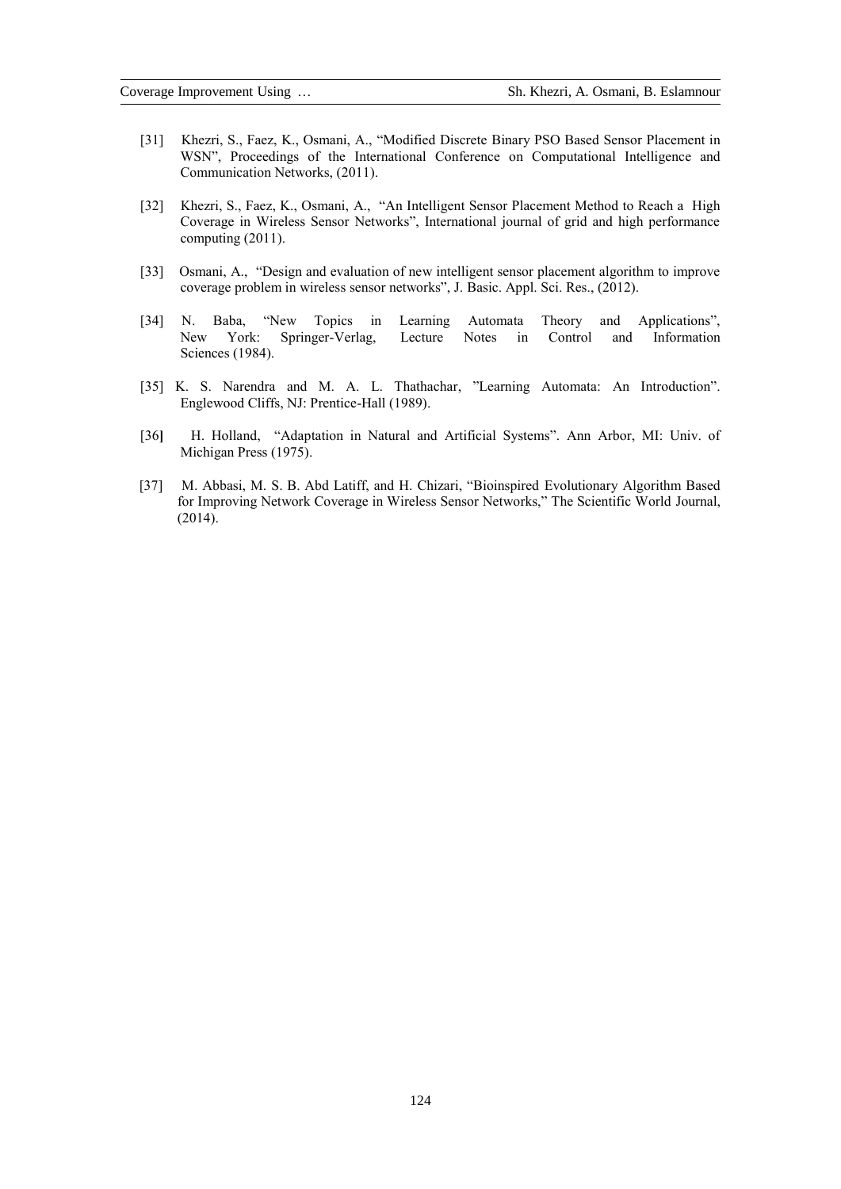[31] Khezri, S., Faez, K., Osmani, A., "Modified Discrete Binary PSO Based Sensor Placement in WSN", Proceedings of the International Conference on Computational Intelligence and Communication Networks, (2011).

[32] Khezri, S., Faez, K., Osmani, A., "An Intelligent Sensor Placement Method to Reach a High Coverage in Wireless Sensor Networks", International journal of grid and high performance computing (2011).

[33] Osmani, A., "Design and evaluation of new intelligent sensor placement algorithm to improve coverage problem in wireless sensor networks", J. Basic. Appl. Sci. Res., (2012).

[34] N. Baba, "New Topics in Learning Automata Theory and Applications", New York: Springer-Verlag, Lecture Notes in Control and Information Sciences (1984).

[35] K. S. Narendra and M. A. L. Thathachar, "Learning Automata: An Introduction". Englewood Cliffs, NJ: Prentice-Hall (1989).

[36] H. Holland, "Adaptation in Natural and Artificial Systems". Ann Arbor, MI: Univ. of Michigan Press (1975).

[37] M. Abbasi, M. S. B. Abd Latiff, and H. Chizari, "Bioinspired Evolutionary Algorithm Based for Improving Network Coverage in Wireless Sensor Networks," The Scientific World Journal, (2014).